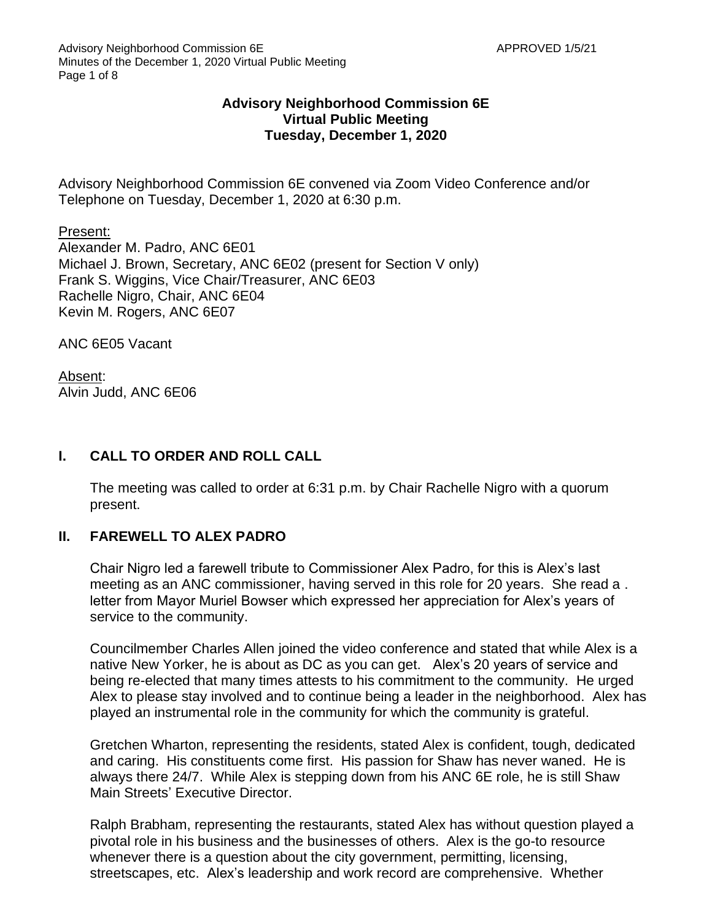**Advisory Neighborhood Commission 6E**
**Virtual Public Meeting**
**Tuesday, December 1, 2020**

Advisory Neighborhood Commission 6E convened via Zoom Video Conference and/or Telephone on Tuesday, December 1, 2020 at 6:30 p.m.

Present:
Alexander M. Padro, ANC 6E01
Michael J. Brown, Secretary, ANC 6E02 (present for Section V only)
Frank S. Wiggins, Vice Chair/Treasurer, ANC 6E03
Rachelle Nigro, Chair, ANC 6E04
Kevin M. Rogers, ANC 6E07

ANC 6E05 Vacant

Absent:
Alvin Judd, ANC 6E06

## I. CALL TO ORDER AND ROLL CALL

The meeting was called to order at 6:31 p.m. by Chair Rachelle Nigro with a quorum present.

## II. FAREWELL TO ALEX PADRO

Chair Nigro led a farewell tribute to Commissioner Alex Padro, for this is Alex's last meeting as an ANC commissioner, having served in this role for 20 years. She read a . letter from Mayor Muriel Bowser which expressed her appreciation for Alex's years of service to the community.

Councilmember Charles Allen joined the video conference and stated that while Alex is a native New Yorker, he is about as DC as you can get. Alex's 20 years of service and being re-elected that many times attests to his commitment to the community. He urged Alex to please stay involved and to continue being a leader in the neighborhood. Alex has played an instrumental role in the community for which the community is grateful.

Gretchen Wharton, representing the residents, stated Alex is confident, tough, dedicated and caring. His constituents come first. His passion for Shaw has never waned. He is always there 24/7. While Alex is stepping down from his ANC 6E role, he is still Shaw Main Streets' Executive Director.

Ralph Brabham, representing the restaurants, stated Alex has without question played a pivotal role in his business and the businesses of others. Alex is the go-to resource whenever there is a question about the city government, permitting, licensing, streetscapes, etc. Alex's leadership and work record are comprehensive. Whether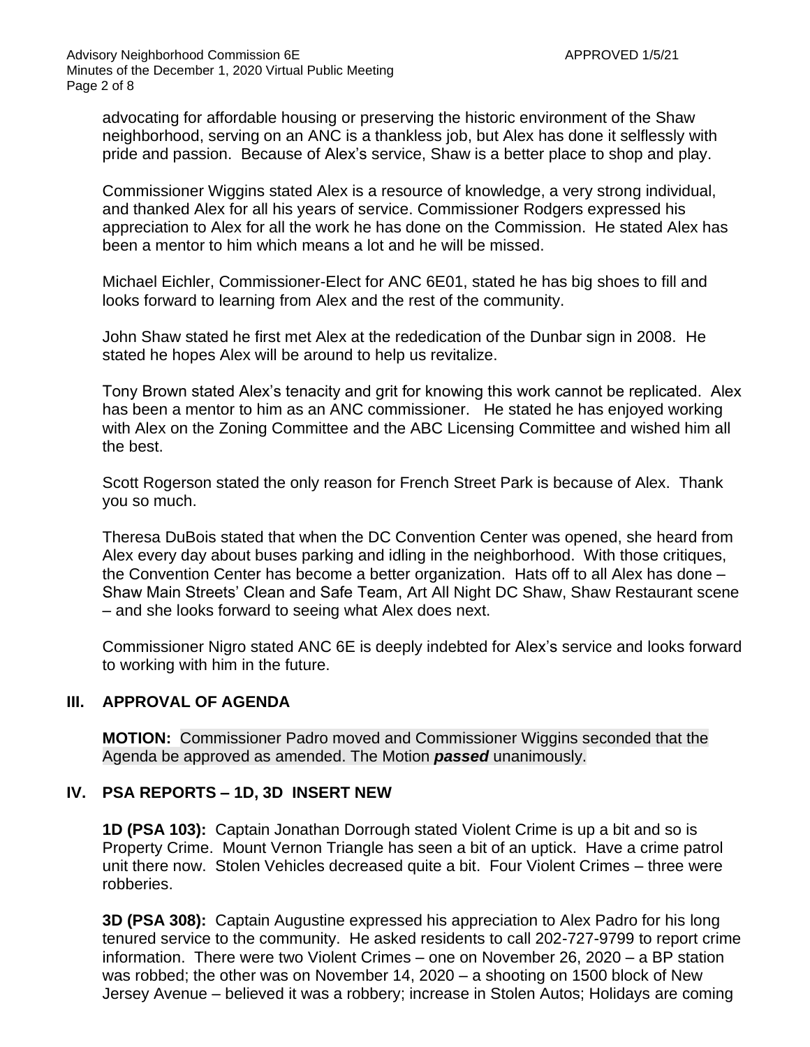advocating for affordable housing or preserving the historic environment of the Shaw neighborhood, serving on an ANC is a thankless job, but Alex has done it selflessly with pride and passion. Because of Alex's service, Shaw is a better place to shop and play.

Commissioner Wiggins stated Alex is a resource of knowledge, a very strong individual, and thanked Alex for all his years of service. Commissioner Rodgers expressed his appreciation to Alex for all the work he has done on the Commission. He stated Alex has been a mentor to him which means a lot and he will be missed.

Michael Eichler, Commissioner-Elect for ANC 6E01, stated he has big shoes to fill and looks forward to learning from Alex and the rest of the community.

John Shaw stated he first met Alex at the rededication of the Dunbar sign in 2008. He stated he hopes Alex will be around to help us revitalize.

Tony Brown stated Alex's tenacity and grit for knowing this work cannot be replicated. Alex has been a mentor to him as an ANC commissioner. He stated he has enjoyed working with Alex on the Zoning Committee and the ABC Licensing Committee and wished him all the best.

Scott Rogerson stated the only reason for French Street Park is because of Alex. Thank you so much.

Theresa DuBois stated that when the DC Convention Center was opened, she heard from Alex every day about buses parking and idling in the neighborhood. With those critiques, the Convention Center has become a better organization. Hats off to all Alex has done – Shaw Main Streets' Clean and Safe Team, Art All Night DC Shaw, Shaw Restaurant scene – and she looks forward to seeing what Alex does next.

Commissioner Nigro stated ANC 6E is deeply indebted for Alex's service and looks forward to working with him in the future.

## III. APPROVAL OF AGENDA

**MOTION:** Commissioner Padro moved and Commissioner Wiggins seconded that the Agenda be approved as amended. The Motion ***passed*** unanimously.

## IV. PSA REPORTS – 1D, 3D INSERT NEW

**1D (PSA 103):** Captain Jonathan Dorrough stated Violent Crime is up a bit and so is Property Crime. Mount Vernon Triangle has seen a bit of an uptick. Have a crime patrol unit there now. Stolen Vehicles decreased quite a bit. Four Violent Crimes – three were robberies.

**3D (PSA 308):** Captain Augustine expressed his appreciation to Alex Padro for his long tenured service to the community. He asked residents to call 202-727-9799 to report crime information. There were two Violent Crimes – one on November 26, 2020 – a BP station was robbed; the other was on November 14, 2020 – a shooting on 1500 block of New Jersey Avenue – believed it was a robbery; increase in Stolen Autos; Holidays are coming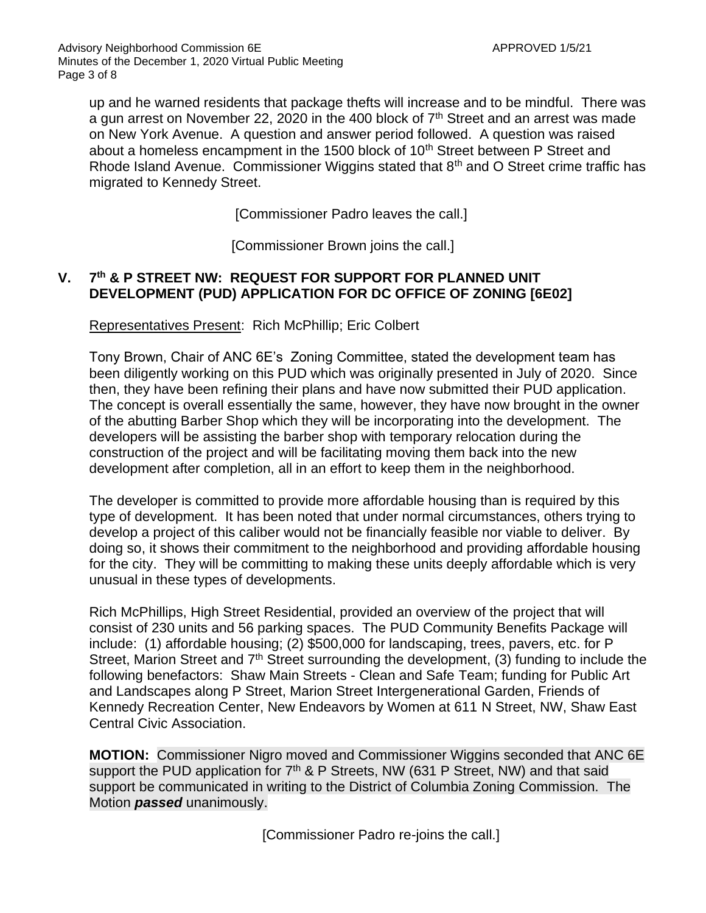up and he warned residents that package thefts will increase and to be mindful. There was a gun arrest on November 22, 2020 in the 400 block of 7th Street and an arrest was made on New York Avenue. A question and answer period followed. A question was raised about a homeless encampment in the 1500 block of 10th Street between P Street and Rhode Island Avenue. Commissioner Wiggins stated that 8th and O Street crime traffic has migrated to Kennedy Street.

[Commissioner Padro leaves the call.]

[Commissioner Brown joins the call.]

## V. 7th & P STREET NW: REQUEST FOR SUPPORT FOR PLANNED UNIT DEVELOPMENT (PUD) APPLICATION FOR DC OFFICE OF ZONING [6E02]

Representatives Present: Rich McPhillip; Eric Colbert

Tony Brown, Chair of ANC 6E's Zoning Committee, stated the development team has been diligently working on this PUD which was originally presented in July of 2020. Since then, they have been refining their plans and have now submitted their PUD application. The concept is overall essentially the same, however, they have now brought in the owner of the abutting Barber Shop which they will be incorporating into the development. The developers will be assisting the barber shop with temporary relocation during the construction of the project and will be facilitating moving them back into the new development after completion, all in an effort to keep them in the neighborhood.

The developer is committed to provide more affordable housing than is required by this type of development. It has been noted that under normal circumstances, others trying to develop a project of this caliber would not be financially feasible nor viable to deliver. By doing so, it shows their commitment to the neighborhood and providing affordable housing for the city. They will be committing to making these units deeply affordable which is very unusual in these types of developments.

Rich McPhillips, High Street Residential, provided an overview of the project that will consist of 230 units and 56 parking spaces. The PUD Community Benefits Package will include: (1) affordable housing; (2) $500,000 for landscaping, trees, pavers, etc. for P Street, Marion Street and 7th Street surrounding the development, (3) funding to include the following benefactors: Shaw Main Streets - Clean and Safe Team; funding for Public Art and Landscapes along P Street, Marion Street Intergenerational Garden, Friends of Kennedy Recreation Center, New Endeavors by Women at 611 N Street, NW, Shaw East Central Civic Association.

**MOTION:** Commissioner Nigro moved and Commissioner Wiggins seconded that ANC 6E support the PUD application for 7th & P Streets, NW (631 P Street, NW) and that said support be communicated in writing to the District of Columbia Zoning Commission. The Motion ***passed*** unanimously.

[Commissioner Padro re-joins the call.]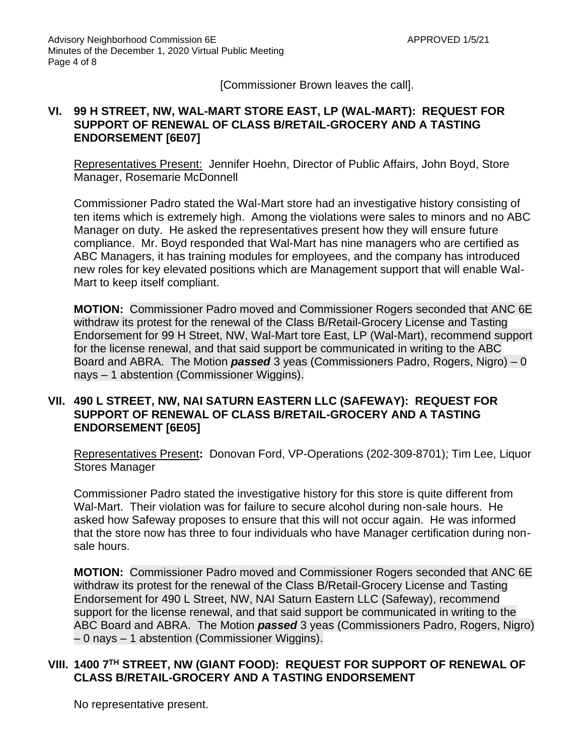[Commissioner Brown leaves the call].

## VI. 99 H STREET, NW, WAL-MART STORE EAST, LP (WAL-MART): REQUEST FOR SUPPORT OF RENEWAL OF CLASS B/RETAIL-GROCERY AND A TASTING ENDORSEMENT [6E07]

Representatives Present: Jennifer Hoehn, Director of Public Affairs, John Boyd, Store Manager, Rosemarie McDonnell

Commissioner Padro stated the Wal-Mart store had an investigative history consisting of ten items which is extremely high. Among the violations were sales to minors and no ABC Manager on duty. He asked the representatives present how they will ensure future compliance. Mr. Boyd responded that Wal-Mart has nine managers who are certified as ABC Managers, it has training modules for employees, and the company has introduced new roles for key elevated positions which are Management support that will enable Wal-Mart to keep itself compliant.

**MOTION:** Commissioner Padro moved and Commissioner Rogers seconded that ANC 6E withdraw its protest for the renewal of the Class B/Retail-Grocery License and Tasting Endorsement for 99 H Street, NW, Wal-Mart tore East, LP (Wal-Mart), recommend support for the license renewal, and that said support be communicated in writing to the ABC Board and ABRA. The Motion ***passed*** 3 yeas (Commissioners Padro, Rogers, Nigro) – 0 nays – 1 abstention (Commissioner Wiggins).

## VII. 490 L STREET, NW, NAI SATURN EASTERN LLC (SAFEWAY): REQUEST FOR SUPPORT OF RENEWAL OF CLASS B/RETAIL-GROCERY AND A TASTING ENDORSEMENT [6E05]

Representatives Present**:** Donovan Ford, VP-Operations (202-309-8701); Tim Lee, Liquor Stores Manager

Commissioner Padro stated the investigative history for this store is quite different from Wal-Mart. Their violation was for failure to secure alcohol during non-sale hours. He asked how Safeway proposes to ensure that this will not occur again. He was informed that the store now has three to four individuals who have Manager certification during non-sale hours.

**MOTION:** Commissioner Padro moved and Commissioner Rogers seconded that ANC 6E withdraw its protest for the renewal of the Class B/Retail-Grocery License and Tasting Endorsement for 490 L Street, NW, NAI Saturn Eastern LLC (Safeway), recommend support for the license renewal, and that said support be communicated in writing to the ABC Board and ABRA. The Motion ***passed*** 3 yeas (Commissioners Padro, Rogers, Nigro) – 0 nays – 1 abstention (Commissioner Wiggins).

## VIII. 1400 7TH STREET, NW (GIANT FOOD): REQUEST FOR SUPPORT OF RENEWAL OF CLASS B/RETAIL-GROCERY AND A TASTING ENDORSEMENT

No representative present.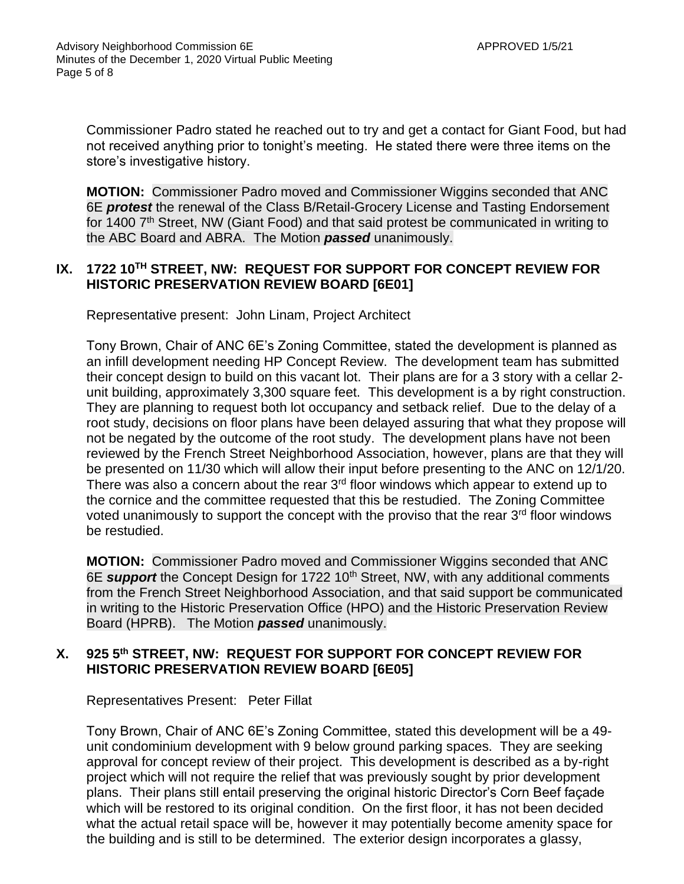Commissioner Padro stated he reached out to try and get a contact for Giant Food, but had not received anything prior to tonight's meeting. He stated there were three items on the store's investigative history.

**MOTION:** Commissioner Padro moved and Commissioner Wiggins seconded that ANC 6E ***protest*** the renewal of the Class B/Retail-Grocery License and Tasting Endorsement for 1400 7th Street, NW (Giant Food) and that said protest be communicated in writing to the ABC Board and ABRA. The Motion ***passed*** unanimously.

## IX. 1722 10TH STREET, NW: REQUEST FOR SUPPORT FOR CONCEPT REVIEW FOR HISTORIC PRESERVATION REVIEW BOARD [6E01]

Representative present: John Linam, Project Architect

Tony Brown, Chair of ANC 6E's Zoning Committee, stated the development is planned as an infill development needing HP Concept Review. The development team has submitted their concept design to build on this vacant lot. Their plans are for a 3 story with a cellar 2-unit building, approximately 3,300 square feet. This development is a by right construction. They are planning to request both lot occupancy and setback relief. Due to the delay of a root study, decisions on floor plans have been delayed assuring that what they propose will not be negated by the outcome of the root study. The development plans have not been reviewed by the French Street Neighborhood Association, however, plans are that they will be presented on 11/30 which will allow their input before presenting to the ANC on 12/1/20. There was also a concern about the rear 3rd floor windows which appear to extend up to the cornice and the committee requested that this be restudied. The Zoning Committee voted unanimously to support the concept with the proviso that the rear 3rd floor windows be restudied.

**MOTION:** Commissioner Padro moved and Commissioner Wiggins seconded that ANC 6E ***support*** the Concept Design for 1722 10th Street, NW, with any additional comments from the French Street Neighborhood Association, and that said support be communicated in writing to the Historic Preservation Office (HPO) and the Historic Preservation Review Board (HPRB). The Motion ***passed*** unanimously.

## X. 925 5th STREET, NW: REQUEST FOR SUPPORT FOR CONCEPT REVIEW FOR HISTORIC PRESERVATION REVIEW BOARD [6E05]

Representatives Present: Peter Fillat

Tony Brown, Chair of ANC 6E's Zoning Committee, stated this development will be a 49-unit condominium development with 9 below ground parking spaces. They are seeking approval for concept review of their project. This development is described as a by-right project which will not require the relief that was previously sought by prior development plans. Their plans still entail preserving the original historic Director's Corn Beef façade which will be restored to its original condition. On the first floor, it has not been decided what the actual retail space will be, however it may potentially become amenity space for the building and is still to be determined. The exterior design incorporates a glassy,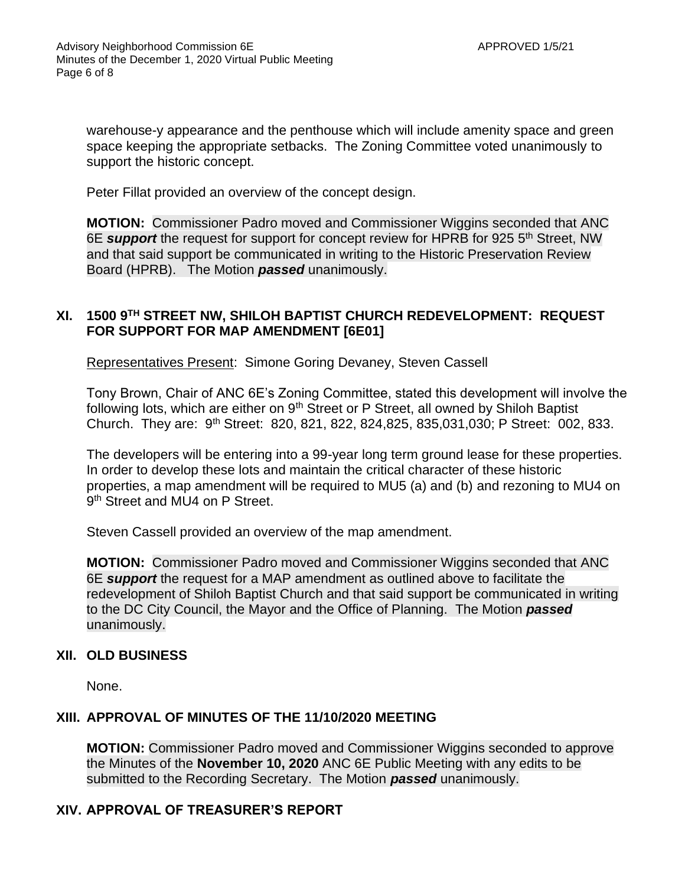warehouse-y appearance and the penthouse which will include amenity space and green space keeping the appropriate setbacks. The Zoning Committee voted unanimously to support the historic concept.

Peter Fillat provided an overview of the concept design.

**MOTION:** Commissioner Padro moved and Commissioner Wiggins seconded that ANC 6E ***support*** the request for support for concept review for HPRB for 925 5th Street, NW and that said support be communicated in writing to the Historic Preservation Review Board (HPRB). The Motion ***passed*** unanimously.

## XI. 1500 9TH STREET NW, SHILOH BAPTIST CHURCH REDEVELOPMENT: REQUEST FOR SUPPORT FOR MAP AMENDMENT [6E01]

Representatives Present: Simone Goring Devaney, Steven Cassell

Tony Brown, Chair of ANC 6E's Zoning Committee, stated this development will involve the following lots, which are either on 9th Street or P Street, all owned by Shiloh Baptist Church. They are: 9th Street: 820, 821, 822, 824,825, 835,031,030; P Street: 002, 833.

The developers will be entering into a 99-year long term ground lease for these properties. In order to develop these lots and maintain the critical character of these historic properties, a map amendment will be required to MU5 (a) and (b) and rezoning to MU4 on 9th Street and MU4 on P Street.

Steven Cassell provided an overview of the map amendment.

**MOTION:** Commissioner Padro moved and Commissioner Wiggins seconded that ANC 6E ***support*** the request for a MAP amendment as outlined above to facilitate the redevelopment of Shiloh Baptist Church and that said support be communicated in writing to the DC City Council, the Mayor and the Office of Planning. The Motion ***passed*** unanimously.

## XII. OLD BUSINESS

None.

## XIII. APPROVAL OF MINUTES OF THE 11/10/2020 MEETING

**MOTION:** Commissioner Padro moved and Commissioner Wiggins seconded to approve the Minutes of the **November 10, 2020** ANC 6E Public Meeting with any edits to be submitted to the Recording Secretary. The Motion ***passed*** unanimously.

## XIV. APPROVAL OF TREASURER'S REPORT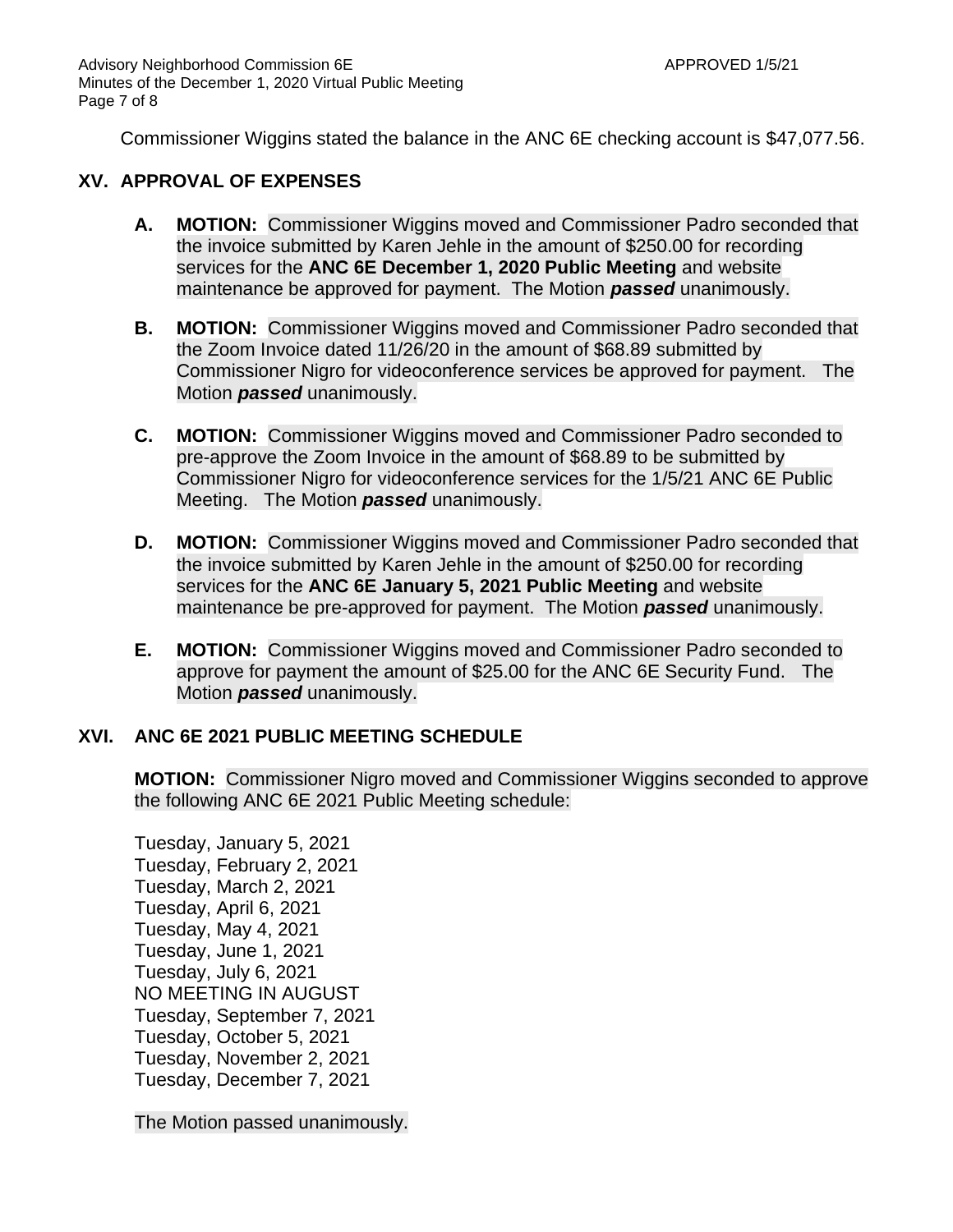Commissioner Wiggins stated the balance in the ANC 6E checking account is $47,077.56.

## XV. APPROVAL OF EXPENSES

**A. MOTION:** Commissioner Wiggins moved and Commissioner Padro seconded that the invoice submitted by Karen Jehle in the amount of $250.00 for recording services for the **ANC 6E December 1, 2020 Public Meeting** and website maintenance be approved for payment. The Motion ***passed*** unanimously.

**B. MOTION:** Commissioner Wiggins moved and Commissioner Padro seconded that the Zoom Invoice dated 11/26/20 in the amount of $68.89 submitted by Commissioner Nigro for videoconference services be approved for payment. The Motion ***passed*** unanimously.

**C. MOTION:** Commissioner Wiggins moved and Commissioner Padro seconded to pre-approve the Zoom Invoice in the amount of $68.89 to be submitted by Commissioner Nigro for videoconference services for the 1/5/21 ANC 6E Public Meeting. The Motion ***passed*** unanimously.

**D. MOTION:** Commissioner Wiggins moved and Commissioner Padro seconded that the invoice submitted by Karen Jehle in the amount of $250.00 for recording services for the **ANC 6E January 5, 2021 Public Meeting** and website maintenance be pre-approved for payment. The Motion ***passed*** unanimously.

**E. MOTION:** Commissioner Wiggins moved and Commissioner Padro seconded to approve for payment the amount of $25.00 for the ANC 6E Security Fund. The Motion ***passed*** unanimously.

## XVI. ANC 6E 2021 PUBLIC MEETING SCHEDULE

**MOTION:** Commissioner Nigro moved and Commissioner Wiggins seconded to approve the following ANC 6E 2021 Public Meeting schedule:

Tuesday, January 5, 2021
Tuesday, February 2, 2021
Tuesday, March 2, 2021
Tuesday, April 6, 2021
Tuesday, May 4, 2021
Tuesday, June 1, 2021
Tuesday, July 6, 2021
NO MEETING IN AUGUST
Tuesday, September 7, 2021
Tuesday, October 5, 2021
Tuesday, November 2, 2021
Tuesday, December 7, 2021

The Motion passed unanimously.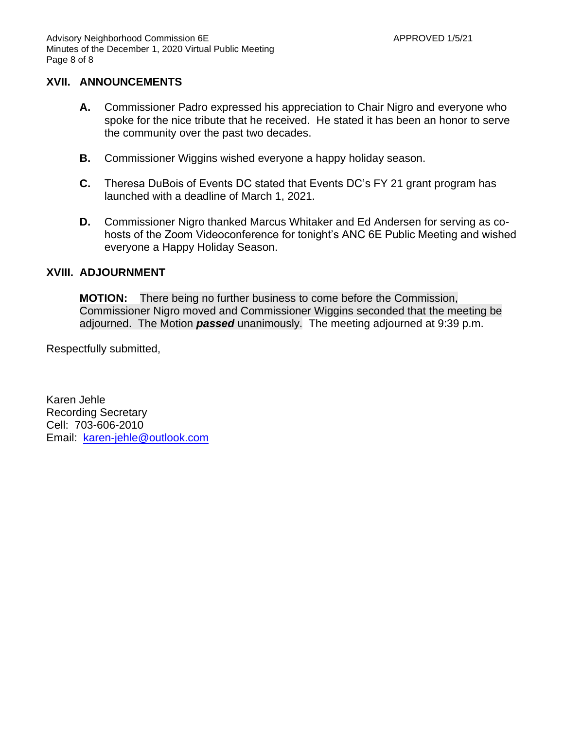## XVII. ANNOUNCEMENTS

**A.** Commissioner Padro expressed his appreciation to Chair Nigro and everyone who spoke for the nice tribute that he received. He stated it has been an honor to serve the community over the past two decades.

**B.** Commissioner Wiggins wished everyone a happy holiday season.

**C.** Theresa DuBois of Events DC stated that Events DC's FY 21 grant program has launched with a deadline of March 1, 2021.

**D.** Commissioner Nigro thanked Marcus Whitaker and Ed Andersen for serving as co-hosts of the Zoom Videoconference for tonight's ANC 6E Public Meeting and wished everyone a Happy Holiday Season.

## XVIII. ADJOURNMENT

**MOTION:** There being no further business to come before the Commission, Commissioner Nigro moved and Commissioner Wiggins seconded that the meeting be adjourned. The Motion ***passed*** unanimously. The meeting adjourned at 9:39 p.m.

Respectfully submitted,

Karen Jehle
Recording Secretary
Cell: 703-606-2010
Email: karen-jehle@outlook.com